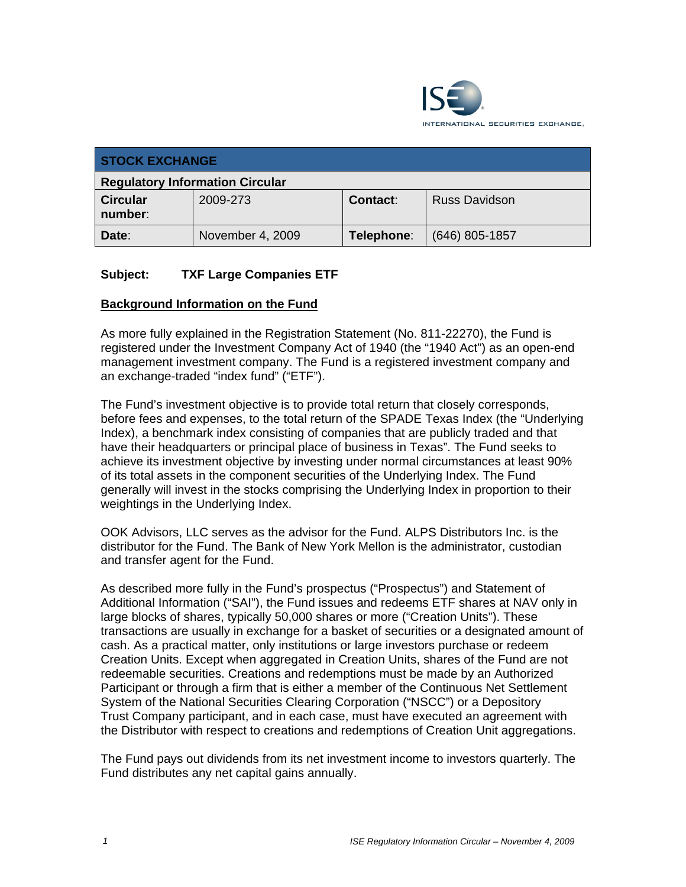INTERNATIONAL SECURITIES EXCHANGE.

| **STOCK EXCHANGE** | | | |
|---|---|---|---|
| **Regulatory Information Circular** | | | |
| **Circular number**: | 2009-273 | **Contact**: | Russ Davidson |
| **Date**: | November 4, 2009 | **Telephone**: | (646) 805-1857 |

**Subject: TXF Large Companies ETF**

**Background Information on the Fund**

As more fully explained in the Registration Statement (No. 811-22270), the Fund is registered under the Investment Company Act of 1940 (the "1940 Act") as an open-end management investment company. The Fund is a registered investment company and an exchange-traded "index fund" ("ETF").

The Fund's investment objective is to provide total return that closely corresponds, before fees and expenses, to the total return of the SPADE Texas Index (the "Underlying Index), a benchmark index consisting of companies that are publicly traded and that have their headquarters or principal place of business in Texas". The Fund seeks to achieve its investment objective by investing under normal circumstances at least 90% of its total assets in the component securities of the Underlying Index. The Fund generally will invest in the stocks comprising the Underlying Index in proportion to their weightings in the Underlying Index.

OOK Advisors, LLC serves as the advisor for the Fund. ALPS Distributors Inc. is the distributor for the Fund. The Bank of New York Mellon is the administrator, custodian and transfer agent for the Fund.

As described more fully in the Fund's prospectus ("Prospectus") and Statement of Additional Information ("SAI"), the Fund issues and redeems ETF shares at NAV only in large blocks of shares, typically 50,000 shares or more ("Creation Units"). These transactions are usually in exchange for a basket of securities or a designated amount of cash. As a practical matter, only institutions or large investors purchase or redeem Creation Units. Except when aggregated in Creation Units, shares of the Fund are not redeemable securities. Creations and redemptions must be made by an Authorized Participant or through a firm that is either a member of the Continuous Net Settlement System of the National Securities Clearing Corporation ("NSCC") or a Depository Trust Company participant, and in each case, must have executed an agreement with the Distributor with respect to creations and redemptions of Creation Unit aggregations.

The Fund pays out dividends from its net investment income to investors quarterly. The Fund distributes any net capital gains annually.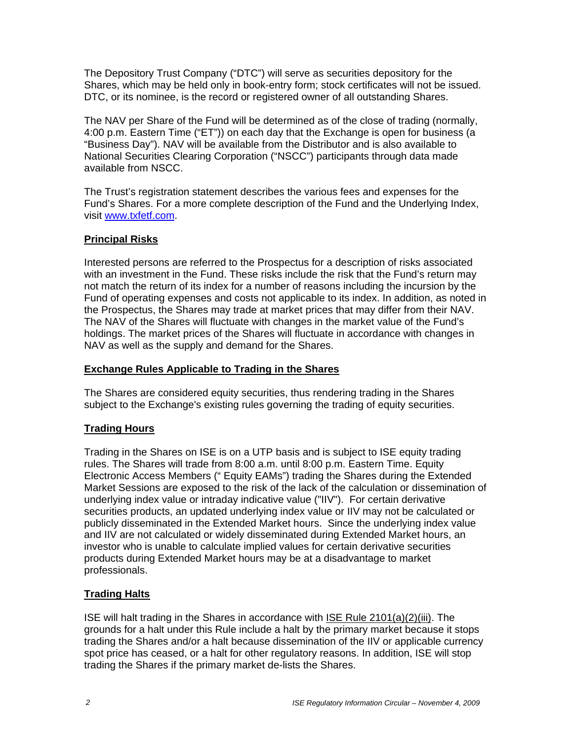The Depository Trust Company ("DTC") will serve as securities depository for the Shares, which may be held only in book-entry form; stock certificates will not be issued. DTC, or its nominee, is the record or registered owner of all outstanding Shares.

The NAV per Share of the Fund will be determined as of the close of trading (normally, 4:00 p.m. Eastern Time ("ET")) on each day that the Exchange is open for business (a "Business Day"). NAV will be available from the Distributor and is also available to National Securities Clearing Corporation ("NSCC") participants through data made available from NSCC.

The Trust's registration statement describes the various fees and expenses for the Fund's Shares. For a more complete description of the Fund and the Underlying Index, visit [www.txfetf.com](http://www.txfetf.com).

## Principal Risks

Interested persons are referred to the Prospectus for a description of risks associated with an investment in the Fund. These risks include the risk that the Fund's return may not match the return of its index for a number of reasons including the incursion by the Fund of operating expenses and costs not applicable to its index. In addition, as noted in the Prospectus, the Shares may trade at market prices that may differ from their NAV. The NAV of the Shares will fluctuate with changes in the market value of the Fund's holdings. The market prices of the Shares will fluctuate in accordance with changes in NAV as well as the supply and demand for the Shares.

## Exchange Rules Applicable to Trading in the Shares

The Shares are considered equity securities, thus rendering trading in the Shares subject to the Exchange's existing rules governing the trading of equity securities.

## Trading Hours

Trading in the Shares on ISE is on a UTP basis and is subject to ISE equity trading rules. The Shares will trade from 8:00 a.m. until 8:00 p.m. Eastern Time. Equity Electronic Access Members (" Equity EAMs") trading the Shares during the Extended Market Sessions are exposed to the risk of the lack of the calculation or dissemination of underlying index value or intraday indicative value ("IIV"). For certain derivative securities products, an updated underlying index value or IIV may not be calculated or publicly disseminated in the Extended Market hours. Since the underlying index value and IIV are not calculated or widely disseminated during Extended Market hours, an investor who is unable to calculate implied values for certain derivative securities products during Extended Market hours may be at a disadvantage to market professionals.

## Trading Halts

ISE will halt trading in the Shares in accordance with ISE Rule 2101(a)(2)(iii). The grounds for a halt under this Rule include a halt by the primary market because it stops trading the Shares and/or a halt because dissemination of the IIV or applicable currency spot price has ceased, or a halt for other regulatory reasons. In addition, ISE will stop trading the Shares if the primary market de-lists the Shares.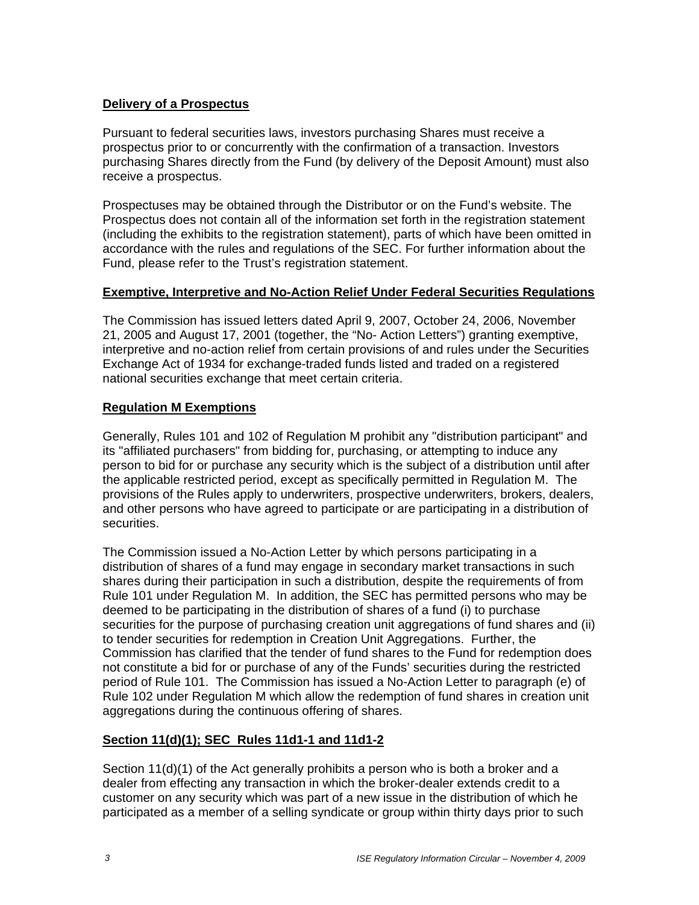## Delivery of a Prospectus

Pursuant to federal securities laws, investors purchasing Shares must receive a prospectus prior to or concurrently with the confirmation of a transaction. Investors purchasing Shares directly from the Fund (by delivery of the Deposit Amount) must also receive a prospectus.

Prospectuses may be obtained through the Distributor or on the Fund's website. The Prospectus does not contain all of the information set forth in the registration statement (including the exhibits to the registration statement), parts of which have been omitted in accordance with the rules and regulations of the SEC. For further information about the Fund, please refer to the Trust's registration statement.

## Exemptive, Interpretive and No-Action Relief Under Federal Securities Regulations

The Commission has issued letters dated April 9, 2007, October 24, 2006, November 21, 2005 and August 17, 2001 (together, the "No- Action Letters") granting exemptive, interpretive and no-action relief from certain provisions of and rules under the Securities Exchange Act of 1934 for exchange-traded funds listed and traded on a registered national securities exchange that meet certain criteria.

## Regulation M Exemptions

Generally, Rules 101 and 102 of Regulation M prohibit any "distribution participant" and its "affiliated purchasers" from bidding for, purchasing, or attempting to induce any person to bid for or purchase any security which is the subject of a distribution until after the applicable restricted period, except as specifically permitted in Regulation M. The provisions of the Rules apply to underwriters, prospective underwriters, brokers, dealers, and other persons who have agreed to participate or are participating in a distribution of securities.

The Commission issued a No-Action Letter by which persons participating in a distribution of shares of a fund may engage in secondary market transactions in such shares during their participation in such a distribution, despite the requirements of from Rule 101 under Regulation M. In addition, the SEC has permitted persons who may be deemed to be participating in the distribution of shares of a fund (i) to purchase securities for the purpose of purchasing creation unit aggregations of fund shares and (ii) to tender securities for redemption in Creation Unit Aggregations. Further, the Commission has clarified that the tender of fund shares to the Fund for redemption does not constitute a bid for or purchase of any of the Funds' securities during the restricted period of Rule 101. The Commission has issued a No-Action Letter to paragraph (e) of Rule 102 under Regulation M which allow the redemption of fund shares in creation unit aggregations during the continuous offering of shares.

## Section 11(d)(1); SEC Rules 11d1-1 and 11d1-2

Section 11(d)(1) of the Act generally prohibits a person who is both a broker and a dealer from effecting any transaction in which the broker-dealer extends credit to a customer on any security which was part of a new issue in the distribution of which he participated as a member of a selling syndicate or group within thirty days prior to such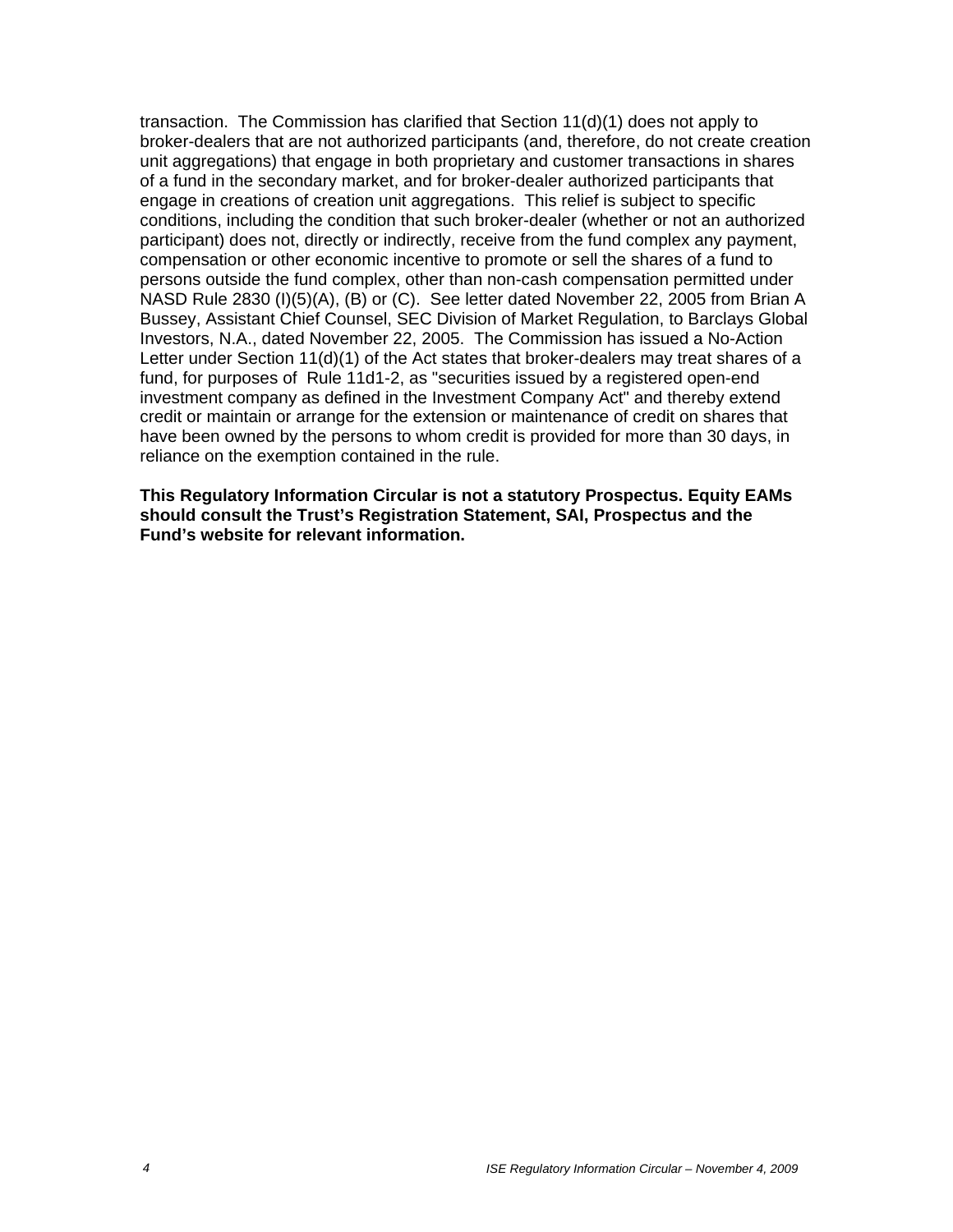transaction. The Commission has clarified that Section 11(d)(1) does not apply to broker-dealers that are not authorized participants (and, therefore, do not create creation unit aggregations) that engage in both proprietary and customer transactions in shares of a fund in the secondary market, and for broker-dealer authorized participants that engage in creations of creation unit aggregations. This relief is subject to specific conditions, including the condition that such broker-dealer (whether or not an authorized participant) does not, directly or indirectly, receive from the fund complex any payment, compensation or other economic incentive to promote or sell the shares of a fund to persons outside the fund complex, other than non-cash compensation permitted under NASD Rule 2830 (I)(5)(A), (B) or (C). See letter dated November 22, 2005 from Brian A Bussey, Assistant Chief Counsel, SEC Division of Market Regulation, to Barclays Global Investors, N.A., dated November 22, 2005. The Commission has issued a No-Action Letter under Section 11(d)(1) of the Act states that broker-dealers may treat shares of a fund, for purposes of Rule 11d1-2, as "securities issued by a registered open-end investment company as defined in the Investment Company Act" and thereby extend credit or maintain or arrange for the extension or maintenance of credit on shares that have been owned by the persons to whom credit is provided for more than 30 days, in reliance on the exemption contained in the rule.

**This Regulatory Information Circular is not a statutory Prospectus. Equity EAMs should consult the Trust's Registration Statement, SAI, Prospectus and the Fund's website for relevant information.**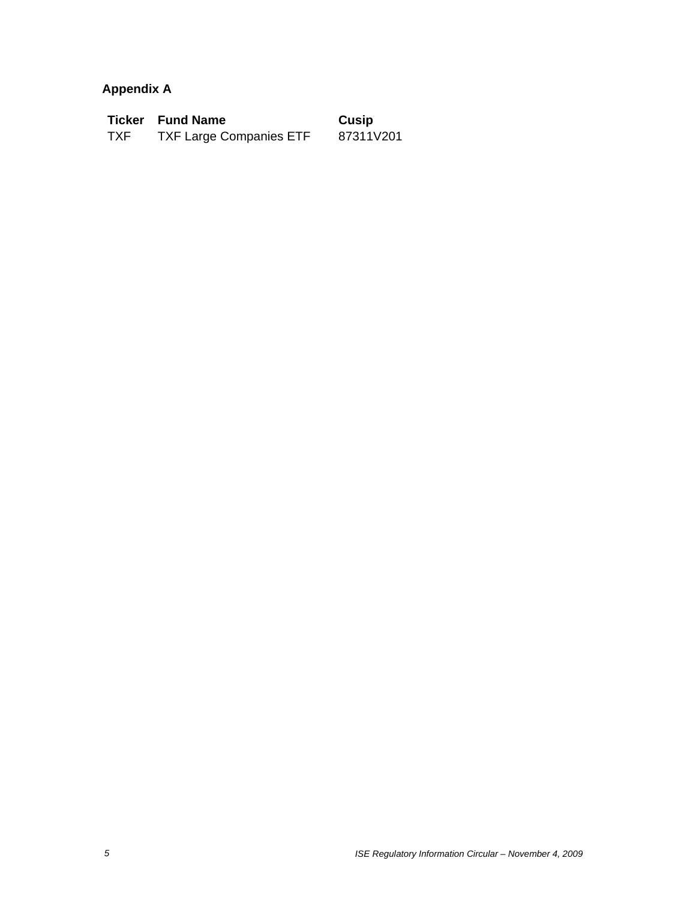**Appendix A**

| Ticker | Fund Name | Cusip |
|---|---|---|
| TXF | TXF Large Companies ETF | 87311V201 |